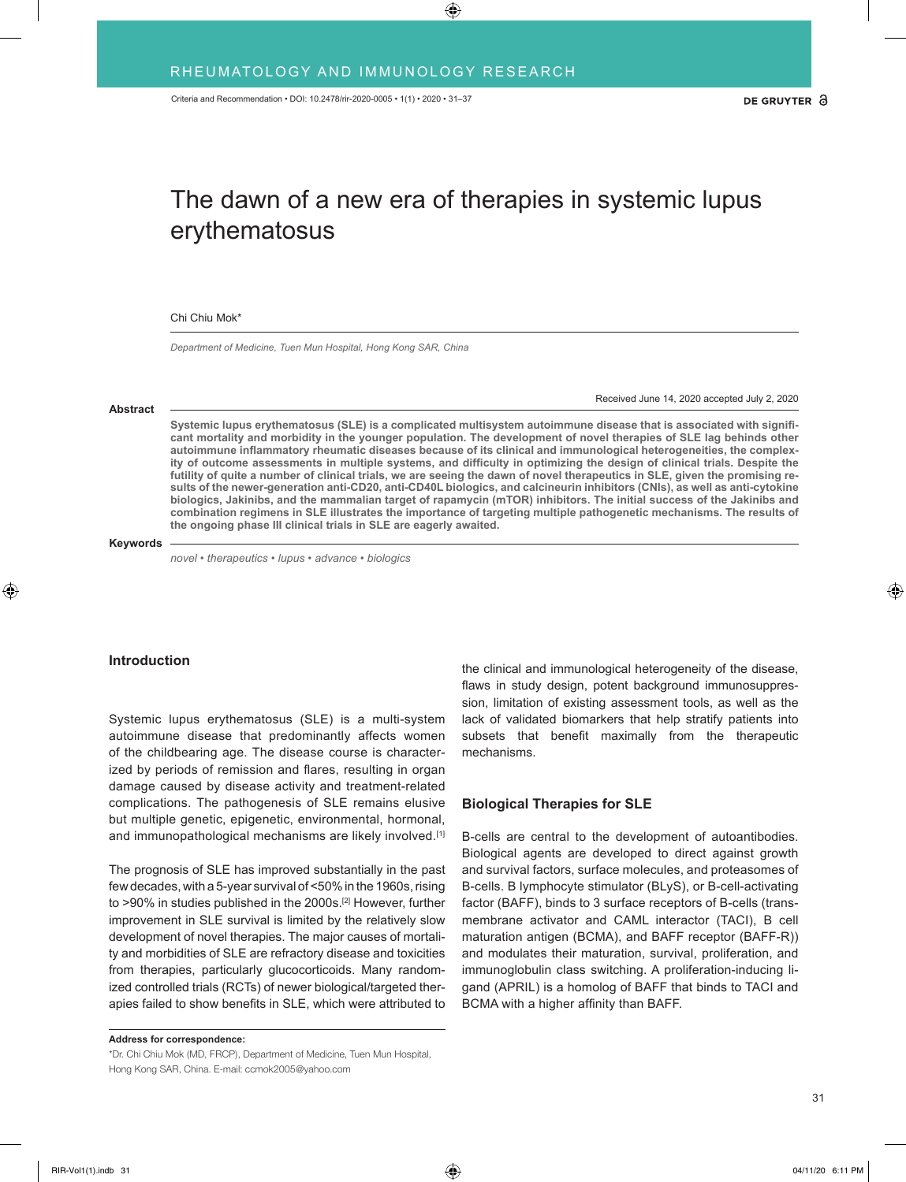# The dawn of a new era of therapies in systemic lupus erythematosus

Chi Chiu Mok*

*Department of Medicine, Tuen Mun Hospital, Hong Kong SAR, China*

Received June 14, 2020 accepted July 2, 2020

**Abstract**

**Systemic lupus erythematosus (SLE) is a complicated multisystem autoimmune disease that is associated with significant mortality and morbidity in the younger population. The development of novel therapies of SLE lag behinds other autoimmune inflammatory rheumatic diseases because of its clinical and immunological heterogeneities, the complexity of outcome assessments in multiple systems, and difficulty in optimizing the design of clinical trials. Despite the futility of quite a number of clinical trials, we are seeing the dawn of novel therapeutics in SLE, given the promising results of the newer-generation anti-CD20, anti-CD40L biologics, and calcineurin inhibitors (CNIs), as well as anti-cytokine biologics, Jakinibs, and the mammalian target of rapamycin (mTOR) inhibitors. The initial success of the Jakinibs and combination regimens in SLE illustrates the importance of targeting multiple pathogenetic mechanisms. The results of the ongoing phase III clinical trials in SLE are eagerly awaited.**

**Keywords**

*novel • therapeutics • lupus • advance • biologics*

## Introduction

Systemic lupus erythematosus (SLE) is a multi-system autoimmune disease that predominantly affects women of the childbearing age. The disease course is characterized by periods of remission and flares, resulting in organ damage caused by disease activity and treatment-related complications. The pathogenesis of SLE remains elusive but multiple genetic, epigenetic, environmental, hormonal, and immunopathological mechanisms are likely involved.[1]

The prognosis of SLE has improved substantially in the past few decades, with a 5-year survival of <50% in the 1960s, rising to >90% in studies published in the 2000s.[2] However, further improvement in SLE survival is limited by the relatively slow development of novel therapies. The major causes of mortality and morbidities of SLE are refractory disease and toxicities from therapies, particularly glucocorticoids. Many randomized controlled trials (RCTs) of newer biological/targeted therapies failed to show benefits in SLE, which were attributed to the clinical and immunological heterogeneity of the disease, flaws in study design, potent background immunosuppression, limitation of existing assessment tools, as well as the lack of validated biomarkers that help stratify patients into subsets that benefit maximally from the therapeutic mechanisms.

## Biological Therapies for SLE

B-cells are central to the development of autoantibodies. Biological agents are developed to direct against growth and survival factors, surface molecules, and proteasomes of B-cells. B lymphocyte stimulator (BLyS), or B-cell-activating factor (BAFF), binds to 3 surface receptors of B-cells (transmembrane activator and CAML interactor (TACI), B cell maturation antigen (BCMA), and BAFF receptor (BAFF-R)) and modulates their maturation, survival, proliferation, and immunoglobulin class switching. A proliferation-inducing ligand (APRIL) is a homolog of BAFF that binds to TACI and BCMA with a higher affinity than BAFF.

**Address for correspondence:**

*Dr. Chi Chiu Mok (MD, FRCP), Department of Medicine, Tuen Mun Hospital, Hong Kong SAR, China. E-mail: ccmok2005@yahoo.com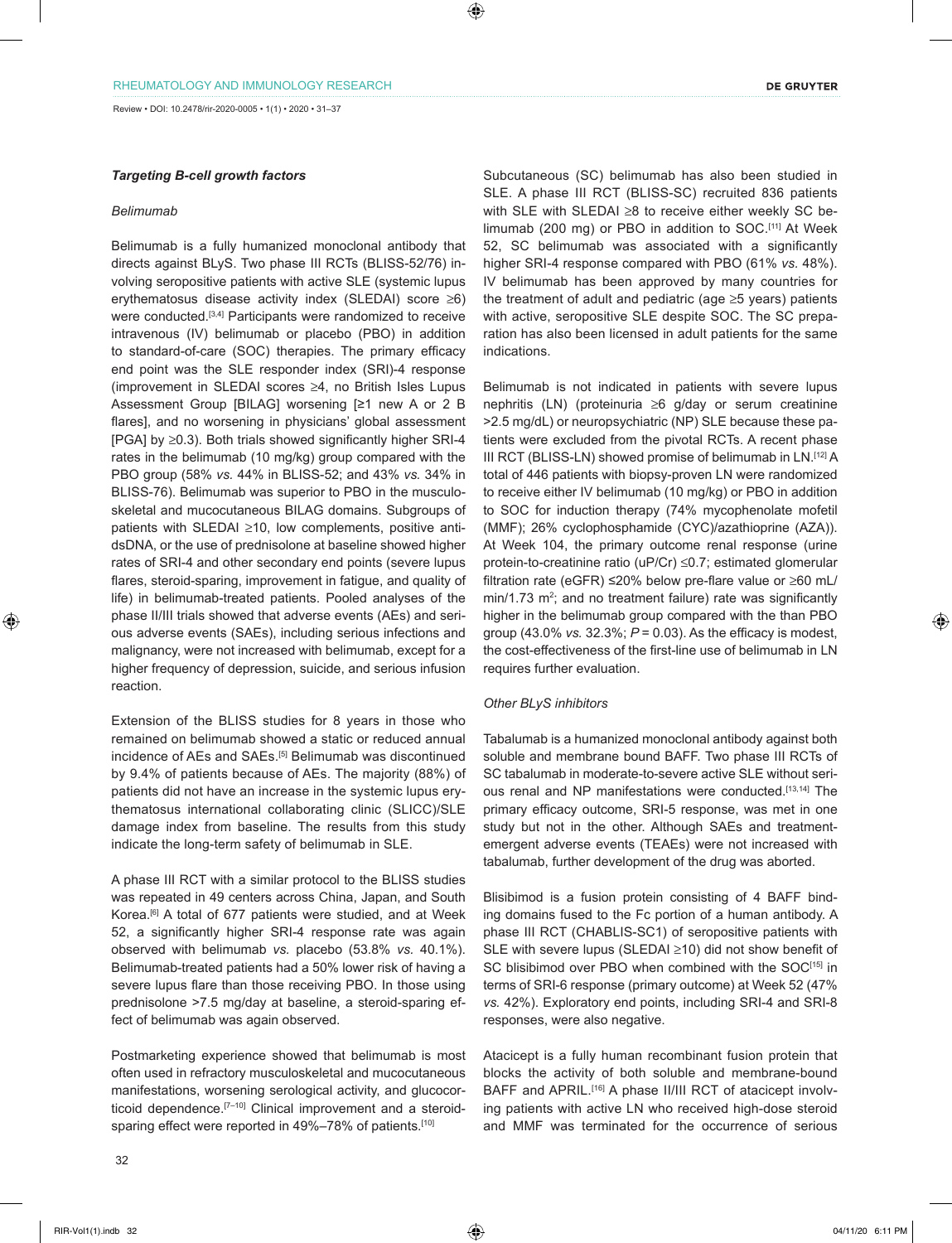### *Targeting B-cell growth factors*

*Belimumab*

Belimumab is a fully humanized monoclonal antibody that directs against BLyS. Two phase III RCTs (BLISS-52/76) involving seropositive patients with active SLE (systemic lupus erythematosus disease activity index (SLEDAI) score ≥6) were conducted.[3,4] Participants were randomized to receive intravenous (IV) belimumab or placebo (PBO) in addition to standard-of-care (SOC) therapies. The primary efficacy end point was the SLE responder index (SRI)-4 response (improvement in SLEDAI scores ≥4, no British Isles Lupus Assessment Group [BILAG] worsening [≥1 new A or 2 B flares], and no worsening in physicians' global assessment [PGA] by ≥0.3). Both trials showed significantly higher SRI-4 rates in the belimumab (10 mg/kg) group compared with the PBO group (58% *vs.* 44% in BLISS-52; and 43% *vs.* 34% in BLISS-76). Belimumab was superior to PBO in the musculoskeletal and mucocutaneous BILAG domains. Subgroups of patients with SLEDAI ≥10, low complements, positive anti-dsDNA, or the use of prednisolone at baseline showed higher rates of SRI-4 and other secondary end points (severe lupus flares, steroid-sparing, improvement in fatigue, and quality of life) in belimumab-treated patients. Pooled analyses of the phase II/III trials showed that adverse events (AEs) and serious adverse events (SAEs), including serious infections and malignancy, were not increased with belimumab, except for a higher frequency of depression, suicide, and serious infusion reaction.

Extension of the BLISS studies for 8 years in those who remained on belimumab showed a static or reduced annual incidence of AEs and SAEs.[5] Belimumab was discontinued by 9.4% of patients because of AEs. The majority (88%) of patients did not have an increase in the systemic lupus erythematosus international collaborating clinic (SLICC)/SLE damage index from baseline. The results from this study indicate the long-term safety of belimumab in SLE.

A phase III RCT with a similar protocol to the BLISS studies was repeated in 49 centers across China, Japan, and South Korea.[6] A total of 677 patients were studied, and at Week 52, a significantly higher SRI-4 response rate was again observed with belimumab *vs.* placebo (53.8% *vs.* 40.1%). Belimumab-treated patients had a 50% lower risk of having a severe lupus flare than those receiving PBO. In those using prednisolone >7.5 mg/day at baseline, a steroid-sparing effect of belimumab was again observed.

Postmarketing experience showed that belimumab is most often used in refractory musculoskeletal and mucocutaneous manifestations, worsening serological activity, and glucocorticoid dependence.[7–10] Clinical improvement and a steroid-sparing effect were reported in 49%–78% of patients.[10]

Subcutaneous (SC) belimumab has also been studied in SLE. A phase III RCT (BLISS-SC) recruited 836 patients with SLE with SLEDAI ≥8 to receive either weekly SC belimumab (200 mg) or PBO in addition to SOC.[11] At Week 52, SC belimumab was associated with a significantly higher SRI-4 response compared with PBO (61% *vs.* 48%). IV belimumab has been approved by many countries for the treatment of adult and pediatric (age ≥5 years) patients with active, seropositive SLE despite SOC. The SC preparation has also been licensed in adult patients for the same indications.

Belimumab is not indicated in patients with severe lupus nephritis (LN) (proteinuria ≥6 g/day or serum creatinine >2.5 mg/dL) or neuropsychiatric (NP) SLE because these patients were excluded from the pivotal RCTs. A recent phase III RCT (BLISS-LN) showed promise of belimumab in LN.[12] A total of 446 patients with biopsy-proven LN were randomized to receive either IV belimumab (10 mg/kg) or PBO in addition to SOC for induction therapy (74% mycophenolate mofetil (MMF); 26% cyclophosphamide (CYC)/azathioprine (AZA)). At Week 104, the primary outcome renal response (urine protein-to-creatinine ratio (uP/Cr) ≤0.7; estimated glomerular filtration rate (eGFR) ≤20% below pre-flare value or ≥60 mL/min/1.73 m$^2$; and no treatment failure) rate was significantly higher in the belimumab group compared with the than PBO group (43.0% *vs.* 32.3%; $P = 0.03$). As the efficacy is modest, the cost-effectiveness of the first-line use of belimumab in LN requires further evaluation.

*Other BLyS inhibitors*

Tabalumab is a humanized monoclonal antibody against both soluble and membrane bound BAFF. Two phase III RCTs of SC tabalumab in moderate-to-severe active SLE without serious renal and NP manifestations were conducted.[13,14] The primary efficacy outcome, SRI-5 response, was met in one study but not in the other. Although SAEs and treatment-emergent adverse events (TEAEs) were not increased with tabalumab, further development of the drug was aborted.

Blisibimod is a fusion protein consisting of 4 BAFF binding domains fused to the Fc portion of a human antibody. A phase III RCT (CHABLIS-SC1) of seropositive patients with SLE with severe lupus (SLEDAI ≥10) did not show benefit of SC blisibimod over PBO when combined with the SOC[15] in terms of SRI-6 response (primary outcome) at Week 52 (47% *vs.* 42%). Exploratory end points, including SRI-4 and SRI-8 responses, were also negative.

Atacicept is a fully human recombinant fusion protein that blocks the activity of both soluble and membrane-bound BAFF and APRIL.[16] A phase II/III RCT of atacicept involving patients with active LN who received high-dose steroid and MMF was terminated for the occurrence of serious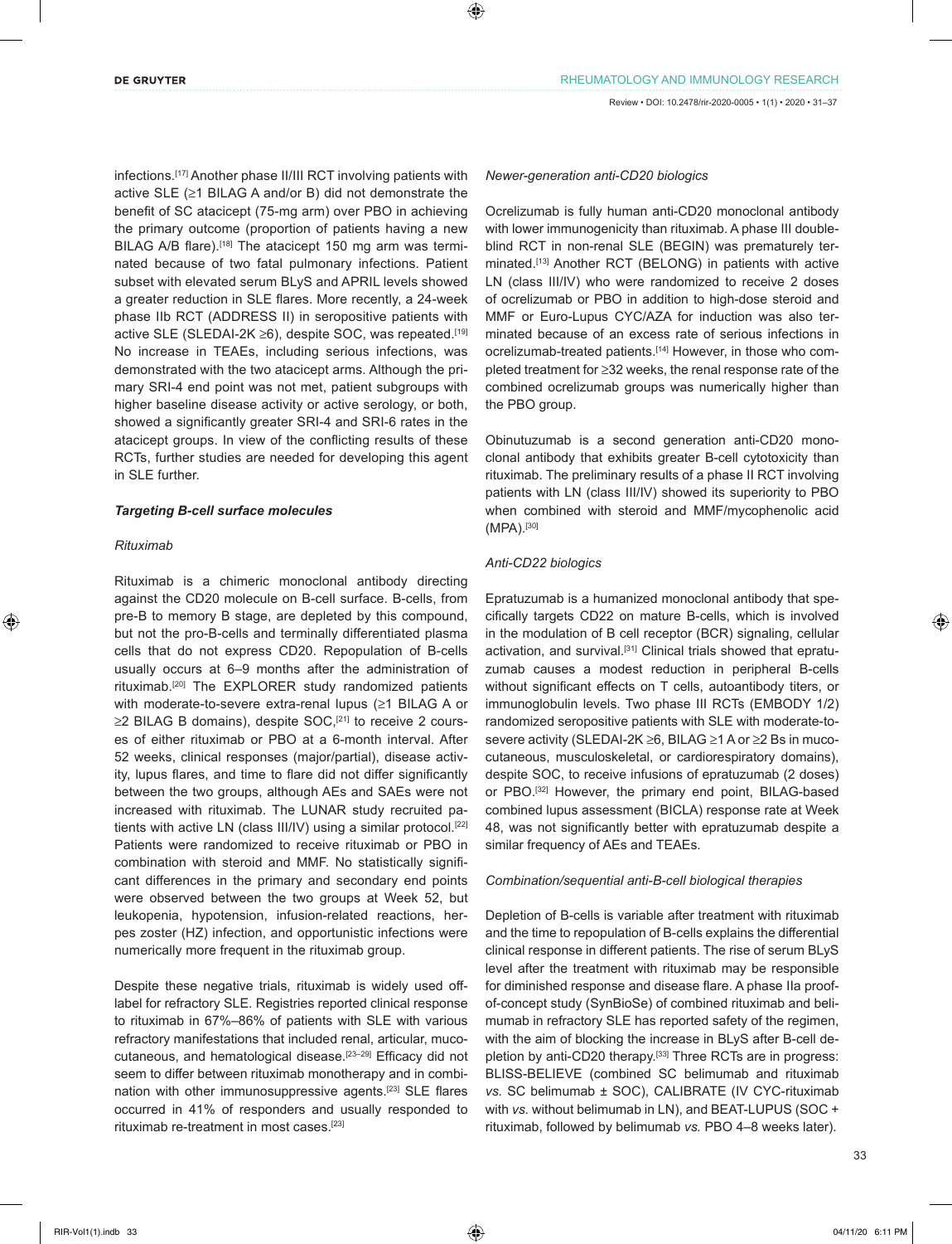infections.[17] Another phase II/III RCT involving patients with active SLE (≥1 BILAG A and/or B) did not demonstrate the benefit of SC atacicept (75-mg arm) over PBO in achieving the primary outcome (proportion of patients having a new BILAG A/B flare).[18] The atacicept 150 mg arm was terminated because of two fatal pulmonary infections. Patient subset with elevated serum BLyS and APRIL levels showed a greater reduction in SLE flares. More recently, a 24-week phase IIb RCT (ADDRESS II) in seropositive patients with active SLE (SLEDAI-2K ≥6), despite SOC, was repeated.[19] No increase in TEAEs, including serious infections, was demonstrated with the two atacicept arms. Although the primary SRI-4 end point was not met, patient subgroups with higher baseline disease activity or active serology, or both, showed a significantly greater SRI-4 and SRI-6 rates in the atacicept groups. In view of the conflicting results of these RCTs, further studies are needed for developing this agent in SLE further.

### ***Targeting B-cell surface molecules***

#### *Rituximab*

Rituximab is a chimeric monoclonal antibody directing against the CD20 molecule on B-cell surface. B-cells, from pre-B to memory B stage, are depleted by this compound, but not the pro-B-cells and terminally differentiated plasma cells that do not express CD20. Repopulation of B-cells usually occurs at 6–9 months after the administration of rituximab.[20] The EXPLORER study randomized patients with moderate-to-severe extra-renal lupus (≥1 BILAG A or ≥2 BILAG B domains), despite SOC,[21] to receive 2 courses of either rituximab or PBO at a 6-month interval. After 52 weeks, clinical responses (major/partial), disease activity, lupus flares, and time to flare did not differ significantly between the two groups, although AEs and SAEs were not increased with rituximab. The LUNAR study recruited patients with active LN (class III/IV) using a similar protocol.[22] Patients were randomized to receive rituximab or PBO in combination with steroid and MMF. No statistically significant differences in the primary and secondary end points were observed between the two groups at Week 52, but leukopenia, hypotension, infusion-related reactions, herpes zoster (HZ) infection, and opportunistic infections were numerically more frequent in the rituximab group.

Despite these negative trials, rituximab is widely used off-label for refractory SLE. Registries reported clinical response to rituximab in 67%–86% of patients with SLE with various refractory manifestations that included renal, articular, mucocutaneous, and hematological disease.[23–29] Efficacy did not seem to differ between rituximab monotherapy and in combination with other immunosuppressive agents.[23] SLE flares occurred in 41% of responders and usually responded to rituximab re-treatment in most cases.[23]

#### *Newer-generation anti-CD20 biologics*

Ocrelizumab is fully human anti-CD20 monoclonal antibody with lower immunogenicity than rituximab. A phase III double-blind RCT in non-renal SLE (BEGIN) was prematurely terminated.[13] Another RCT (BELONG) in patients with active LN (class III/IV) who were randomized to receive 2 doses of ocrelizumab or PBO in addition to high-dose steroid and MMF or Euro-Lupus CYC/AZA for induction was also terminated because of an excess rate of serious infections in ocrelizumab-treated patients.[14] However, in those who completed treatment for ≥32 weeks, the renal response rate of the combined ocrelizumab groups was numerically higher than the PBO group.

Obinutuzumab is a second generation anti-CD20 monoclonal antibody that exhibits greater B-cell cytotoxicity than rituximab. The preliminary results of a phase II RCT involving patients with LN (class III/IV) showed its superiority to PBO when combined with steroid and MMF/mycophenolic acid (MPA).[30]

#### *Anti-CD22 biologics*

Epratuzumab is a humanized monoclonal antibody that specifically targets CD22 on mature B-cells, which is involved in the modulation of B cell receptor (BCR) signaling, cellular activation, and survival.[31] Clinical trials showed that epratuzumab causes a modest reduction in peripheral B-cells without significant effects on T cells, autoantibody titers, or immunoglobulin levels. Two phase III RCTs (EMBODY 1/2) randomized seropositive patients with SLE with moderate-to-severe activity (SLEDAI-2K ≥6, BILAG ≥1 A or ≥2 Bs in mucocutaneous, musculoskeletal, or cardiorespiratory domains), despite SOC, to receive infusions of epratuzumab (2 doses) or PBO.[32] However, the primary end point, BILAG-based combined lupus assessment (BICLA) response rate at Week 48, was not significantly better with epratuzumab despite a similar frequency of AEs and TEAEs.

#### *Combination/sequential anti-B-cell biological therapies*

Depletion of B-cells is variable after treatment with rituximab and the time to repopulation of B-cells explains the differential clinical response in different patients. The rise of serum BLyS level after the treatment with rituximab may be responsible for diminished response and disease flare. A phase IIa proof-of-concept study (SynBioSe) of combined rituximab and belimumab in refractory SLE has reported safety of the regimen, with the aim of blocking the increase in BLyS after B-cell depletion by anti-CD20 therapy.[33] Three RCTs are in progress: BLISS-BELIEVE (combined SC belimumab and rituximab *vs.* SC belimumab ± SOC), CALIBRATE (IV CYC-rituximab with *vs.* without belimumab in LN), and BEAT-LUPUS (SOC + rituximab, followed by belimumab *vs.* PBO 4–8 weeks later).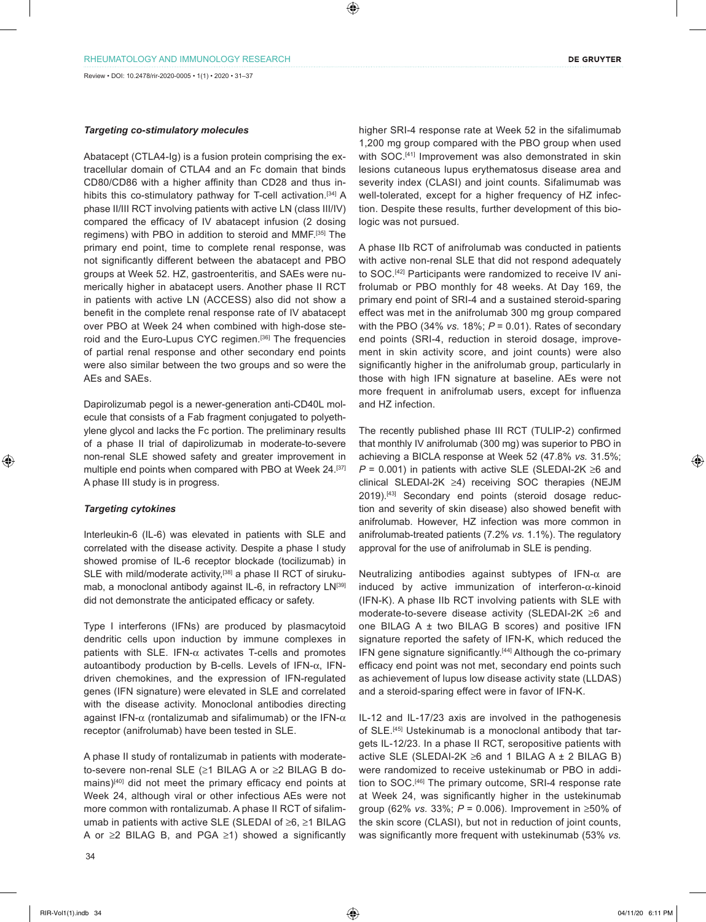### *Targeting co-stimulatory molecules*

Abatacept (CTLA4-Ig) is a fusion protein comprising the extracellular domain of CTLA4 and an Fc domain that binds CD80/CD86 with a higher affinity than CD28 and thus inhibits this co-stimulatory pathway for T-cell activation.[34] A phase II/III RCT involving patients with active LN (class III/IV) compared the efficacy of IV abatacept infusion (2 dosing regimens) with PBO in addition to steroid and MMF.[35] The primary end point, time to complete renal response, was not significantly different between the abatacept and PBO groups at Week 52. HZ, gastroenteritis, and SAEs were numerically higher in abatacept users. Another phase II RCT in patients with active LN (ACCESS) also did not show a benefit in the complete renal response rate of IV abatacept over PBO at Week 24 when combined with high-dose steroid and the Euro-Lupus CYC regimen.[36] The frequencies of partial renal response and other secondary end points were also similar between the two groups and so were the AEs and SAEs.

Dapirolizumab pegol is a newer-generation anti-CD40L molecule that consists of a Fab fragment conjugated to polyethylene glycol and lacks the Fc portion. The preliminary results of a phase II trial of dapirolizumab in moderate-to-severe non-renal SLE showed safety and greater improvement in multiple end points when compared with PBO at Week 24.[37] A phase III study is in progress.

### *Targeting cytokines*

Interleukin-6 (IL-6) was elevated in patients with SLE and correlated with the disease activity. Despite a phase I study showed promise of IL-6 receptor blockade (tocilizumab) in SLE with mild/moderate activity,[38] a phase II RCT of sirukumab, a monoclonal antibody against IL-6, in refractory LN[39] did not demonstrate the anticipated efficacy or safety.

Type I interferons (IFNs) are produced by plasmacytoid dendritic cells upon induction by immune complexes in patients with SLE. IFN-$\alpha$ activates T-cells and promotes autoantibody production by B-cells. Levels of IFN-$\alpha$, IFN-driven chemokines, and the expression of IFN-regulated genes (IFN signature) were elevated in SLE and correlated with the disease activity. Monoclonal antibodies directing against IFN-$\alpha$ (rontalizumab and sifalimumab) or the IFN-$\alpha$ receptor (anifrolumab) have been tested in SLE.

A phase II study of rontalizumab in patients with moderate-to-severe non-renal SLE (≥1 BILAG A or ≥2 BILAG B domains)[40] did not meet the primary efficacy end points at Week 24, although viral or other infectious AEs were not more common with rontalizumab. A phase II RCT of sifalimumab in patients with active SLE (SLEDAI of ≥6, ≥1 BILAG A or ≥2 BILAG B, and PGA ≥1) showed a significantly higher SRI-4 response rate at Week 52 in the sifalimumab 1,200 mg group compared with the PBO group when used with SOC.[41] Improvement was also demonstrated in skin lesions cutaneous lupus erythematosus disease area and severity index (CLASI) and joint counts. Sifalimumab was well-tolerated, except for a higher frequency of HZ infection. Despite these results, further development of this biologic was not pursued.

A phase IIb RCT of anifrolumab was conducted in patients with active non-renal SLE that did not respond adequately to SOC.[42] Participants were randomized to receive IV anifrolumab or PBO monthly for 48 weeks. At Day 169, the primary end point of SRI-4 and a sustained steroid-sparing effect was met in the anifrolumab 300 mg group compared with the PBO (34% *vs.* 18%; $P = 0.01$). Rates of secondary end points (SRI-4, reduction in steroid dosage, improvement in skin activity score, and joint counts) were also significantly higher in the anifrolumab group, particularly in those with high IFN signature at baseline. AEs were not more frequent in anifrolumab users, except for influenza and HZ infection.

The recently published phase III RCT (TULIP-2) confirmed that monthly IV anifrolumab (300 mg) was superior to PBO in achieving a BICLA response at Week 52 (47.8% *vs.* 31.5%; $P = 0.001$) in patients with active SLE (SLEDAI-2K ≥6 and clinical SLEDAI-2K ≥4) receiving SOC therapies (NEJM 2019).[43] Secondary end points (steroid dosage reduction and severity of skin disease) also showed benefit with anifrolumab. However, HZ infection was more common in anifrolumab-treated patients (7.2% *vs.* 1.1%). The regulatory approval for the use of anifrolumab in SLE is pending.

Neutralizing antibodies against subtypes of IFN-$\alpha$ are induced by active immunization of interferon-$\alpha$-kinoid (IFN-K). A phase IIb RCT involving patients with SLE with moderate-to-severe disease activity (SLEDAI-2K ≥6 and one BILAG A ± two BILAG B scores) and positive IFN signature reported the safety of IFN-K, which reduced the IFN gene signature significantly.[44] Although the co-primary efficacy end point was not met, secondary end points such as achievement of lupus low disease activity state (LLDAS) and a steroid-sparing effect were in favor of IFN-K.

IL-12 and IL-17/23 axis are involved in the pathogenesis of SLE.[45] Ustekinumab is a monoclonal antibody that targets IL-12/23. In a phase II RCT, seropositive patients with active SLE (SLEDAI-2K ≥6 and 1 BILAG A ± 2 BILAG B) were randomized to receive ustekinumab or PBO in addition to SOC.[46] The primary outcome, SRI-4 response rate at Week 24, was significantly higher in the ustekinumab group (62% *vs.* 33%; $P = 0.006$). Improvement in ≥50% of the skin score (CLASI), but not in reduction of joint counts, was significantly more frequent with ustekinumab (53% *vs.*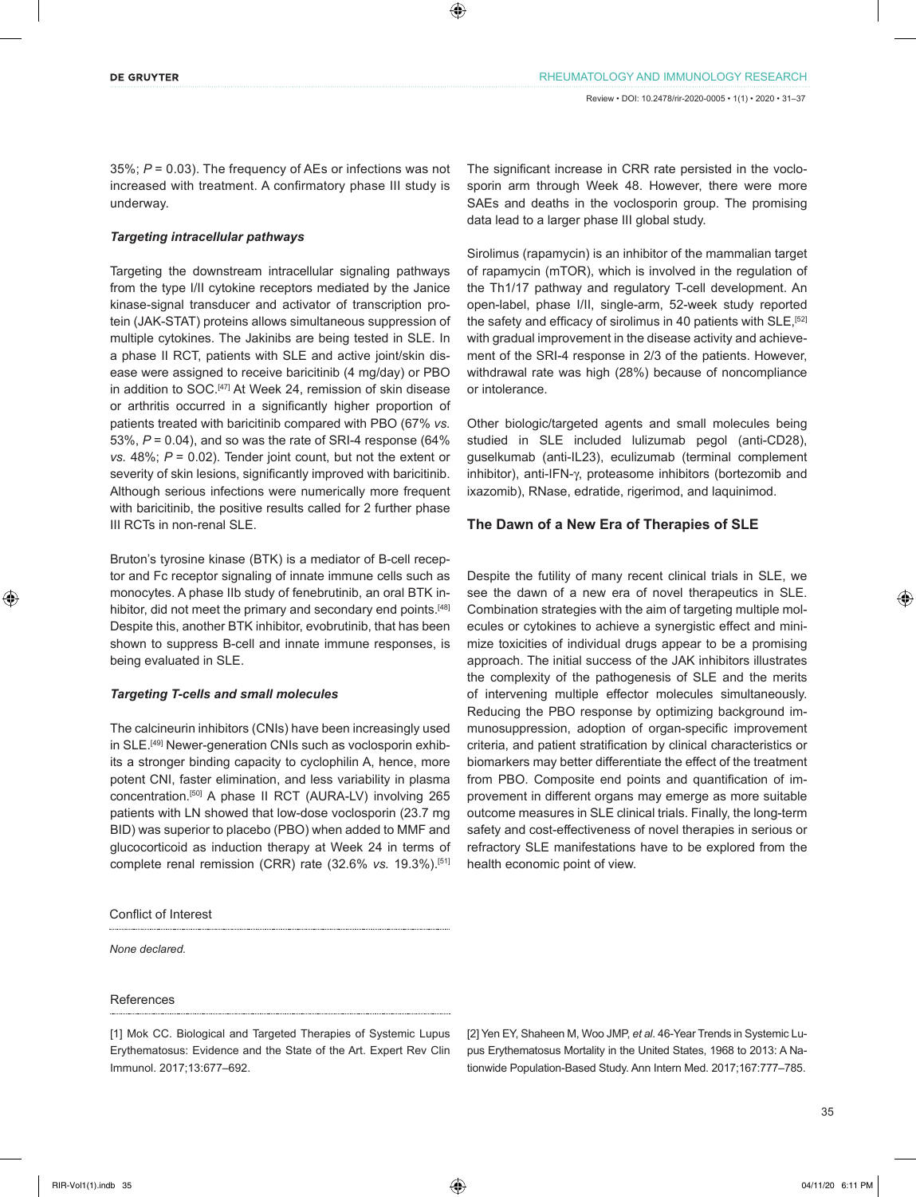35%; $P = 0.03$). The frequency of AEs or infections was not increased with treatment. A confirmatory phase III study is underway.

### *Targeting intracellular pathways*

Targeting the downstream intracellular signaling pathways from the type I/II cytokine receptors mediated by the Janice kinase-signal transducer and activator of transcription protein (JAK-STAT) proteins allows simultaneous suppression of multiple cytokines. The Jakinibs are being tested in SLE. In a phase II RCT, patients with SLE and active joint/skin disease were assigned to receive baricitinib (4 mg/day) or PBO in addition to SOC.[47] At Week 24, remission of skin disease or arthritis occurred in a significantly higher proportion of patients treated with baricitinib compared with PBO (67% *vs.* 53%, $P = 0.04$), and so was the rate of SRI-4 response (64% *vs.* 48%; $P = 0.02$). Tender joint count, but not the extent or severity of skin lesions, significantly improved with baricitinib. Although serious infections were numerically more frequent with baricitinib, the positive results called for 2 further phase III RCTs in non-renal SLE.

Bruton's tyrosine kinase (BTK) is a mediator of B-cell receptor and Fc receptor signaling of innate immune cells such as monocytes. A phase IIb study of fenebrutinib, an oral BTK inhibitor, did not meet the primary and secondary end points.[48] Despite this, another BTK inhibitor, evobrutinib, that has been shown to suppress B-cell and innate immune responses, is being evaluated in SLE.

### *Targeting T-cells and small molecules*

The calcineurin inhibitors (CNIs) have been increasingly used in SLE.[49] Newer-generation CNIs such as voclosporin exhibits a stronger binding capacity to cyclophilin A, hence, more potent CNI, faster elimination, and less variability in plasma concentration.[50] A phase II RCT (AURA-LV) involving 265 patients with LN showed that low-dose voclosporin (23.7 mg BID) was superior to placebo (PBO) when added to MMF and glucocorticoid as induction therapy at Week 24 in terms of complete renal remission (CRR) rate (32.6% *vs.* 19.3%).[51] The significant increase in CRR rate persisted in the voclosporin arm through Week 48. However, there were more SAEs and deaths in the voclosporin group. The promising data lead to a larger phase III global study.

Sirolimus (rapamycin) is an inhibitor of the mammalian target of rapamycin (mTOR), which is involved in the regulation of the Th1/17 pathway and regulatory T-cell development. An open-label, phase I/II, single-arm, 52-week study reported the safety and efficacy of sirolimus in 40 patients with SLE,[52] with gradual improvement in the disease activity and achievement of the SRI-4 response in 2/3 of the patients. However, withdrawal rate was high (28%) because of noncompliance or intolerance.

Other biologic/targeted agents and small molecules being studied in SLE included lulizumab pegol (anti-CD28), guselkumab (anti-IL23), eculizumab (terminal complement inhibitor), anti-IFN-γ, proteasome inhibitors (bortezomib and ixazomib), RNase, edratide, rigerimod, and laquinimod.

## The Dawn of a New Era of Therapies of SLE

Despite the futility of many recent clinical trials in SLE, we see the dawn of a new era of novel therapeutics in SLE. Combination strategies with the aim of targeting multiple molecules or cytokines to achieve a synergistic effect and minimize toxicities of individual drugs appear to be a promising approach. The initial success of the JAK inhibitors illustrates the complexity of the pathogenesis of SLE and the merits of intervening multiple effector molecules simultaneously. Reducing the PBO response by optimizing background immunosuppression, adoption of organ-specific improvement criteria, and patient stratification by clinical characteristics or biomarkers may better differentiate the effect of the treatment from PBO. Composite end points and quantification of improvement in different organs may emerge as more suitable outcome measures in SLE clinical trials. Finally, the long-term safety and cost-effectiveness of novel therapies in serious or refractory SLE manifestations have to be explored from the health economic point of view.

## Conflict of Interest

*None declared.*

## References

[1] Mok CC. Biological and Targeted Therapies of Systemic Lupus Erythematosus: Evidence and the State of the Art. Expert Rev Clin Immunol. 2017;13:677–692.

[2] Yen EY, Shaheen M, Woo JMP, *et al*. 46-Year Trends in Systemic Lupus Erythematosus Mortality in the United States, 1968 to 2013: A Nationwide Population-Based Study. Ann Intern Med. 2017;167:777–785.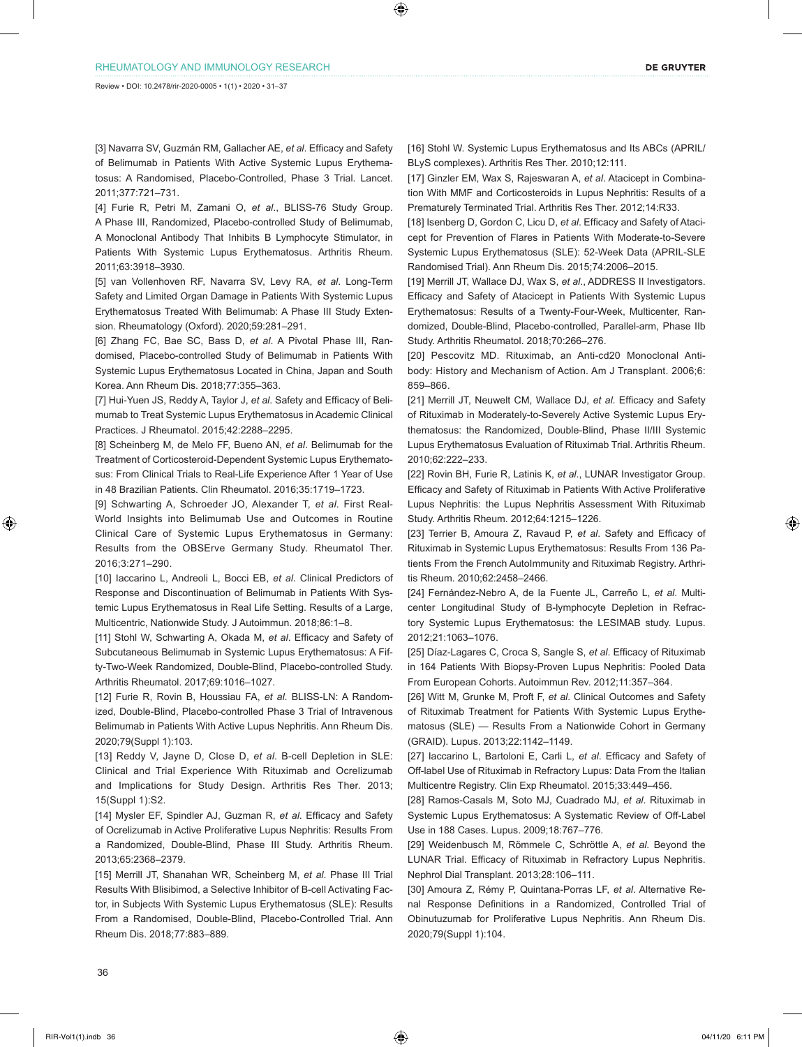[3] Navarra SV, Guzmán RM, Gallacher AE, *et al*. Efficacy and Safety of Belimumab in Patients With Active Systemic Lupus Erythematosus: A Randomised, Placebo-Controlled, Phase 3 Trial. Lancet. 2011;377:721–731.

[4] Furie R, Petri M, Zamani O, *et al*., BLISS-76 Study Group. A Phase III, Randomized, Placebo-controlled Study of Belimumab, A Monoclonal Antibody That Inhibits B Lymphocyte Stimulator, in Patients With Systemic Lupus Erythematosus. Arthritis Rheum. 2011;63:3918–3930.

[5] van Vollenhoven RF, Navarra SV, Levy RA, *et al*. Long-Term Safety and Limited Organ Damage in Patients With Systemic Lupus Erythematosus Treated With Belimumab: A Phase III Study Extension. Rheumatology (Oxford). 2020;59:281–291.

[6] Zhang FC, Bae SC, Bass D, *et al*. A Pivotal Phase III, Randomised, Placebo-controlled Study of Belimumab in Patients With Systemic Lupus Erythematosus Located in China, Japan and South Korea. Ann Rheum Dis. 2018;77:355–363.

[7] Hui-Yuen JS, Reddy A, Taylor J, *et al*. Safety and Efficacy of Belimumab to Treat Systemic Lupus Erythematosus in Academic Clinical Practices. J Rheumatol. 2015;42:2288–2295.

[8] Scheinberg M, de Melo FF, Bueno AN, *et al*. Belimumab for the Treatment of Corticosteroid-Dependent Systemic Lupus Erythematosus: From Clinical Trials to Real-Life Experience After 1 Year of Use in 48 Brazilian Patients. Clin Rheumatol. 2016;35:1719–1723.

[9] Schwarting A, Schroeder JO, Alexander T, *et al*. First Real-World Insights into Belimumab Use and Outcomes in Routine Clinical Care of Systemic Lupus Erythematosus in Germany: Results from the OBSErve Germany Study. Rheumatol Ther. 2016;3:271–290.

[10] Iaccarino L, Andreoli L, Bocci EB, *et al*. Clinical Predictors of Response and Discontinuation of Belimumab in Patients With Systemic Lupus Erythematosus in Real Life Setting. Results of a Large, Multicentric, Nationwide Study. J Autoimmun. 2018;86:1–8.

[11] Stohl W, Schwarting A, Okada M, *et al*. Efficacy and Safety of Subcutaneous Belimumab in Systemic Lupus Erythematosus: A Fifty-Two-Week Randomized, Double-Blind, Placebo-controlled Study. Arthritis Rheumatol. 2017;69:1016–1027.

[12] Furie R, Rovin B, Houssiau FA, *et al*. BLISS-LN: A Randomized, Double-Blind, Placebo-controlled Phase 3 Trial of Intravenous Belimumab in Patients With Active Lupus Nephritis. Ann Rheum Dis. 2020;79(Suppl 1):103.

[13] Reddy V, Jayne D, Close D, *et al*. B-cell Depletion in SLE: Clinical and Trial Experience With Rituximab and Ocrelizumab and Implications for Study Design. Arthritis Res Ther. 2013; 15(Suppl 1):S2.

[14] Mysler EF, Spindler AJ, Guzman R, *et al*. Efficacy and Safety of Ocrelizumab in Active Proliferative Lupus Nephritis: Results From a Randomized, Double-Blind, Phase III Study. Arthritis Rheum. 2013;65:2368–2379.

[15] Merrill JT, Shanahan WR, Scheinberg M, *et al*. Phase III Trial Results With Blisibimod, a Selective Inhibitor of B-cell Activating Factor, in Subjects With Systemic Lupus Erythematosus (SLE): Results From a Randomised, Double-Blind, Placebo-Controlled Trial. Ann Rheum Dis. 2018;77:883–889.

[16] Stohl W. Systemic Lupus Erythematosus and Its ABCs (APRIL/BLyS complexes). Arthritis Res Ther. 2010;12:111.

[17] Ginzler EM, Wax S, Rajeswaran A, *et al*. Atacicept in Combination With MMF and Corticosteroids in Lupus Nephritis: Results of a Prematurely Terminated Trial. Arthritis Res Ther. 2012;14:R33.

[18] Isenberg D, Gordon C, Licu D, *et al*. Efficacy and Safety of Atacicept for Prevention of Flares in Patients With Moderate-to-Severe Systemic Lupus Erythematosus (SLE): 52-Week Data (APRIL-SLE Randomised Trial). Ann Rheum Dis. 2015;74:2006–2015.

[19] Merrill JT, Wallace DJ, Wax S, *et al*., ADDRESS II Investigators. Efficacy and Safety of Atacicept in Patients With Systemic Lupus Erythematosus: Results of a Twenty-Four-Week, Multicenter, Randomized, Double-Blind, Placebo-controlled, Parallel-arm, Phase IIb Study. Arthritis Rheumatol. 2018;70:266–276.

[20] Pescovitz MD. Rituximab, an Anti-cd20 Monoclonal Antibody: History and Mechanism of Action. Am J Transplant. 2006;6: 859–866.

[21] Merrill JT, Neuwelt CM, Wallace DJ, *et al*. Efficacy and Safety of Rituximab in Moderately-to-Severely Active Systemic Lupus Erythematosus: the Randomized, Double-Blind, Phase II/III Systemic Lupus Erythematosus Evaluation of Rituximab Trial. Arthritis Rheum. 2010;62:222–233.

[22] Rovin BH, Furie R, Latinis K, *et al*., LUNAR Investigator Group. Efficacy and Safety of Rituximab in Patients With Active Proliferative Lupus Nephritis: the Lupus Nephritis Assessment With Rituximab Study. Arthritis Rheum. 2012;64:1215–1226.

[23] Terrier B, Amoura Z, Ravaud P, *et al*. Safety and Efficacy of Rituximab in Systemic Lupus Erythematosus: Results From 136 Patients From the French AutoImmunity and Rituximab Registry. Arthritis Rheum. 2010;62:2458–2466.

[24] Fernández-Nebro A, de la Fuente JL, Carreño L, *et al*. Multicenter Longitudinal Study of B-lymphocyte Depletion in Refractory Systemic Lupus Erythematosus: the LESIMAB study. Lupus. 2012;21:1063–1076.

[25] Díaz-Lagares C, Croca S, Sangle S, *et al*. Efficacy of Rituximab in 164 Patients With Biopsy-Proven Lupus Nephritis: Pooled Data From European Cohorts. Autoimmun Rev. 2012;11:357–364.

[26] Witt M, Grunke M, Proft F, *et al*. Clinical Outcomes and Safety of Rituximab Treatment for Patients With Systemic Lupus Erythematosus (SLE) — Results From a Nationwide Cohort in Germany (GRAID). Lupus. 2013;22:1142–1149.

[27] Iaccarino L, Bartoloni E, Carli L, *et al*. Efficacy and Safety of Off-label Use of Rituximab in Refractory Lupus: Data From the Italian Multicentre Registry. Clin Exp Rheumatol. 2015;33:449–456.

[28] Ramos-Casals M, Soto MJ, Cuadrado MJ, *et al*. Rituximab in Systemic Lupus Erythematosus: A Systematic Review of Off-Label Use in 188 Cases. Lupus. 2009;18:767–776.

[29] Weidenbusch M, Römmele C, Schröttle A, *et al*. Beyond the LUNAR Trial. Efficacy of Rituximab in Refractory Lupus Nephritis. Nephrol Dial Transplant. 2013;28:106–111.

[30] Amoura Z, Rémy P, Quintana-Porras LF, *et al*. Alternative Renal Response Definitions in a Randomized, Controlled Trial of Obinutuzumab for Proliferative Lupus Nephritis. Ann Rheum Dis. 2020;79(Suppl 1):104.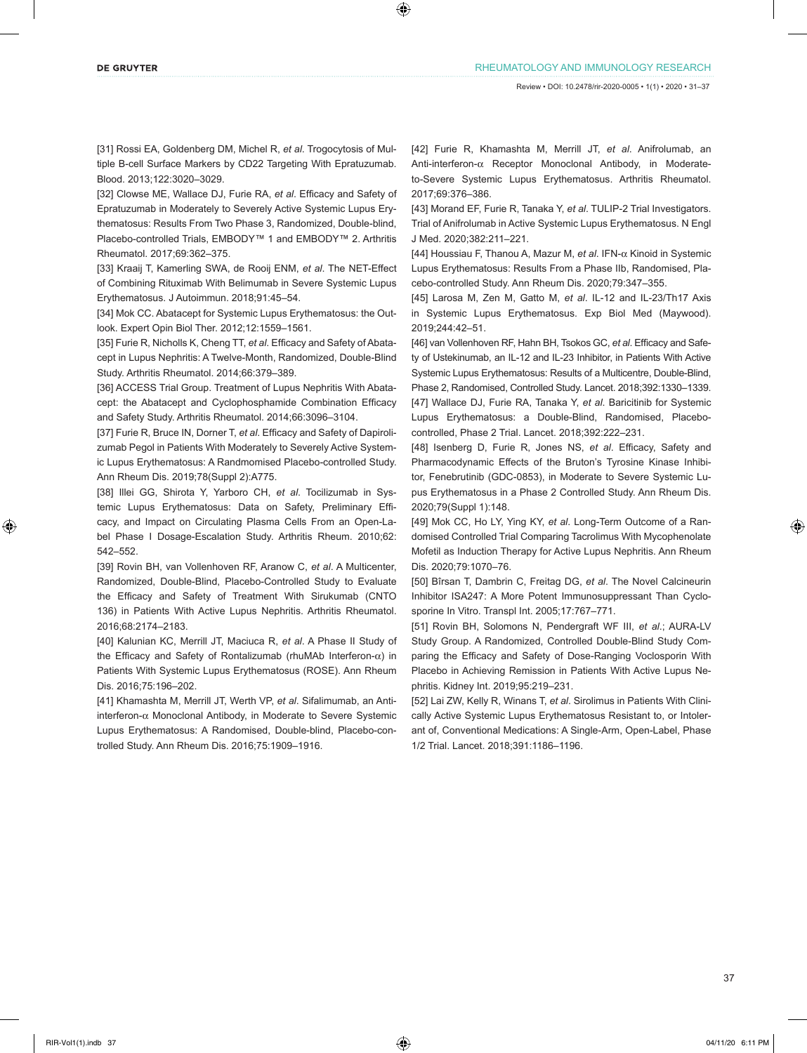[31] Rossi EA, Goldenberg DM, Michel R, *et al*. Trogocytosis of Multiple B-cell Surface Markers by CD22 Targeting With Epratuzumab. Blood. 2013;122:3020–3029.

[32] Clowse ME, Wallace DJ, Furie RA, *et al*. Efficacy and Safety of Epratuzumab in Moderately to Severely Active Systemic Lupus Erythematosus: Results From Two Phase 3, Randomized, Double-blind, Placebo-controlled Trials, EMBODY™ 1 and EMBODY™ 2. Arthritis Rheumatol. 2017;69:362–375.

[33] Kraaij T, Kamerling SWA, de Rooij ENM, *et al*. The NET-Effect of Combining Rituximab With Belimumab in Severe Systemic Lupus Erythematosus. J Autoimmun. 2018;91:45–54.

[34] Mok CC. Abatacept for Systemic Lupus Erythematosus: the Outlook. Expert Opin Biol Ther. 2012;12:1559–1561.

[35] Furie R, Nicholls K, Cheng TT, *et al*. Efficacy and Safety of Abatacept in Lupus Nephritis: A Twelve-Month, Randomized, Double-Blind Study. Arthritis Rheumatol. 2014;66:379–389.

[36] ACCESS Trial Group. Treatment of Lupus Nephritis With Abatacept: the Abatacept and Cyclophosphamide Combination Efficacy and Safety Study. Arthritis Rheumatol. 2014;66:3096–3104.

[37] Furie R, Bruce IN, Dorner T, *et al*. Efficacy and Safety of Dapirolizumab Pegol in Patients With Moderately to Severely Active Systemic Lupus Erythematosus: A Randmomised Placebo-controlled Study. Ann Rheum Dis. 2019;78(Suppl 2):A775.

[38] Illei GG, Shirota Y, Yarboro CH, *et al*. Tocilizumab in Systemic Lupus Erythematosus: Data on Safety, Preliminary Efficacy, and Impact on Circulating Plasma Cells From an Open-Label Phase I Dosage-Escalation Study. Arthritis Rheum. 2010;62: 542–552.

[39] Rovin BH, van Vollenhoven RF, Aranow C, *et al*. A Multicenter, Randomized, Double-Blind, Placebo-Controlled Study to Evaluate the Efficacy and Safety of Treatment With Sirukumab (CNTO 136) in Patients With Active Lupus Nephritis. Arthritis Rheumatol. 2016;68:2174–2183.

[40] Kalunian KC, Merrill JT, Maciuca R, *et al*. A Phase II Study of the Efficacy and Safety of Rontalizumab (rhuMAb Interferon-$\alpha$) in Patients With Systemic Lupus Erythematosus (ROSE). Ann Rheum Dis. 2016;75:196–202.

[41] Khamashta M, Merrill JT, Werth VP, *et al*. Sifalimumab, an Anti-interferon-$\alpha$ Monoclonal Antibody, in Moderate to Severe Systemic Lupus Erythematosus: A Randomised, Double-blind, Placebo-controlled Study. Ann Rheum Dis. 2016;75:1909–1916.

[42] Furie R, Khamashta M, Merrill JT, *et al*. Anifrolumab, an Anti-interferon-$\alpha$ Receptor Monoclonal Antibody, in Moderate-to-Severe Systemic Lupus Erythematosus. Arthritis Rheumatol. 2017;69:376–386.

[43] Morand EF, Furie R, Tanaka Y, *et al*. TULIP-2 Trial Investigators. Trial of Anifrolumab in Active Systemic Lupus Erythematosus. N Engl J Med. 2020;382:211–221.

[44] Houssiau F, Thanou A, Mazur M, *et al*. IFN-$\alpha$ Kinoid in Systemic Lupus Erythematosus: Results From a Phase IIb, Randomised, Placebo-controlled Study. Ann Rheum Dis. 2020;79:347–355.

[45] Larosa M, Zen M, Gatto M, *et al*. IL-12 and IL-23/Th17 Axis in Systemic Lupus Erythematosus. Exp Biol Med (Maywood). 2019;244:42–51.

[46] van Vollenhoven RF, Hahn BH, Tsokos GC, *et al*. Efficacy and Safety of Ustekinumab, an IL-12 and IL-23 Inhibitor, in Patients With Active Systemic Lupus Erythematosus: Results of a Multicentre, Double-Blind, Phase 2, Randomised, Controlled Study. Lancet. 2018;392:1330–1339.

[47] Wallace DJ, Furie RA, Tanaka Y, *et al*. Baricitinib for Systemic Lupus Erythematosus: a Double-Blind, Randomised, Placebo-controlled, Phase 2 Trial. Lancet. 2018;392:222–231.

[48] Isenberg D, Furie R, Jones NS, *et al*. Efficacy, Safety and Pharmacodynamic Effects of the Bruton's Tyrosine Kinase Inhibitor, Fenebrutinib (GDC-0853), in Moderate to Severe Systemic Lupus Erythematosus in a Phase 2 Controlled Study. Ann Rheum Dis. 2020;79(Suppl 1):148.

[49] Mok CC, Ho LY, Ying KY, *et al*. Long-Term Outcome of a Randomised Controlled Trial Comparing Tacrolimus With Mycophenolate Mofetil as Induction Therapy for Active Lupus Nephritis. Ann Rheum Dis. 2020;79:1070–76.

[50] Bîrsan T, Dambrin C, Freitag DG, *et al*. The Novel Calcineurin Inhibitor ISA247: A More Potent Immunosuppressant Than Cyclosporine In Vitro. Transpl Int. 2005;17:767–771.

[51] Rovin BH, Solomons N, Pendergraft WF III, *et al*.; AURA-LV Study Group. A Randomized, Controlled Double-Blind Study Comparing the Efficacy and Safety of Dose-Ranging Voclosporin With Placebo in Achieving Remission in Patients With Active Lupus Nephritis. Kidney Int. 2019;95:219–231.

[52] Lai ZW, Kelly R, Winans T, *et al*. Sirolimus in Patients With Clinically Active Systemic Lupus Erythematosus Resistant to, or Intolerant of, Conventional Medications: A Single-Arm, Open-Label, Phase 1/2 Trial. Lancet. 2018;391:1186–1196.